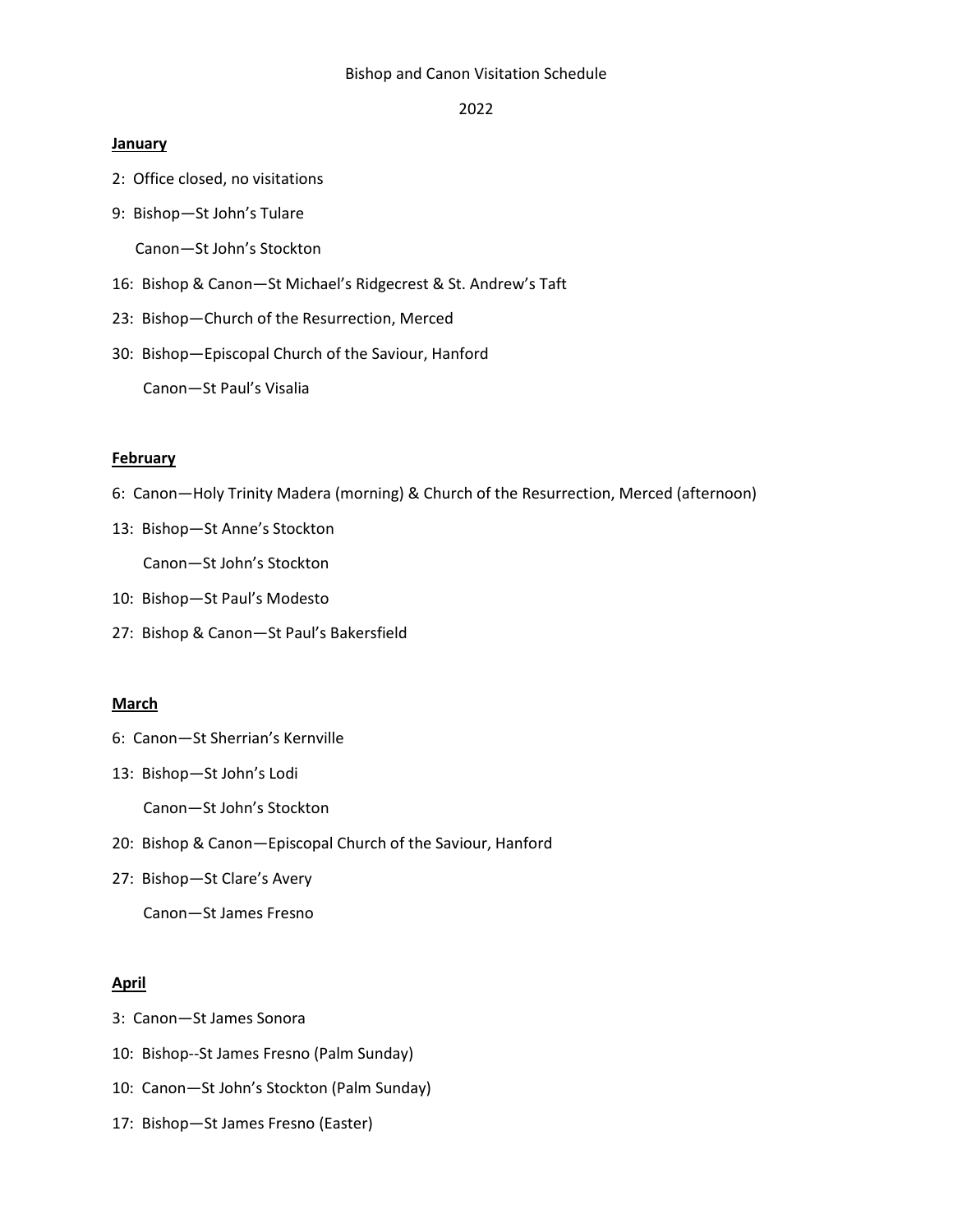Bishop and Canon Visitation Schedule

2022

**January**

2: Office closed, no visitations

9: Bishop—St John's Tulare

Canon—St John's Stockton

16: Bishop & Canon—St Michael's Ridgecrest & St. Andrew's Taft

23: Bishop—Church of the Resurrection, Merced

30: Bishop—Episcopal Church of the Saviour, Hanford

Canon—St Paul's Visalia

**February**

6: Canon—Holy Trinity Madera (morning) & Church of the Resurrection, Merced (afternoon)

13: Bishop—St Anne's Stockton

Canon—St John's Stockton

10: Bishop—St Paul's Modesto

27: Bishop & Canon—St Paul's Bakersfield

**March**

6: Canon—St Sherrian's Kernville

13: Bishop—St John's Lodi

Canon—St John's Stockton

20: Bishop & Canon—Episcopal Church of the Saviour, Hanford

27: Bishop—St Clare's Avery

Canon—St James Fresno

**April**

3: Canon—St James Sonora

10: Bishop--St James Fresno (Palm Sunday)

10: Canon—St John's Stockton (Palm Sunday)

17: Bishop—St James Fresno (Easter)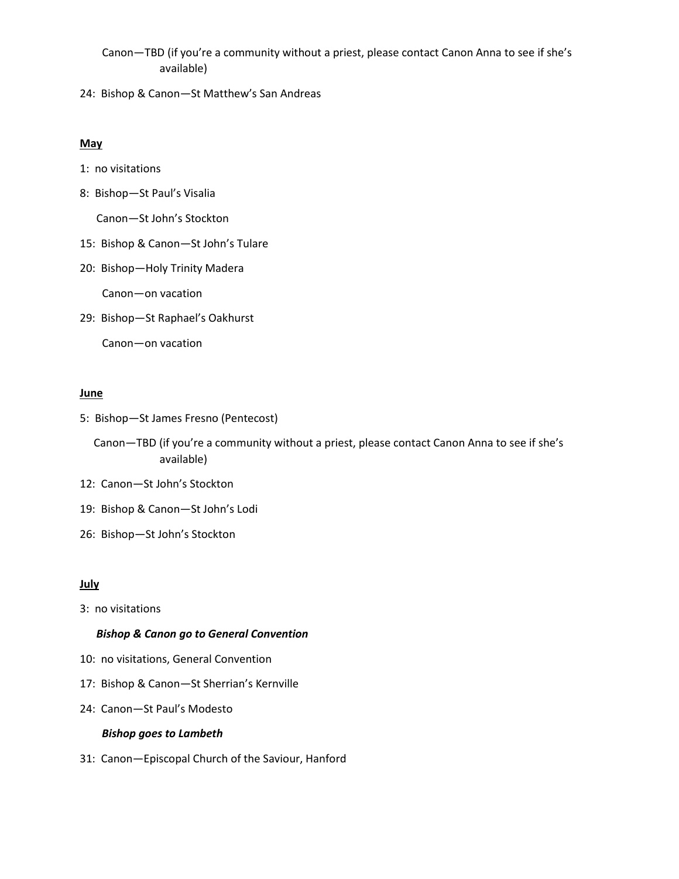Canon—TBD (if you're a community without a priest, please contact Canon Anna to see if she's available)

24: Bishop & Canon—St Matthew's San Andreas

**May**

1: no visitations

8: Bishop—St Paul's Visalia

Canon—St John's Stockton

15: Bishop & Canon—St John's Tulare

20: Bishop—Holy Trinity Madera

Canon—on vacation

29: Bishop—St Raphael's Oakhurst

Canon—on vacation

**June**

5: Bishop—St James Fresno (Pentecost)

Canon—TBD (if you're a community without a priest, please contact Canon Anna to see if she's available)

12: Canon—St John's Stockton

19: Bishop & Canon—St John's Lodi

26: Bishop—St John's Stockton

**July**

3: no visitations

***Bishop & Canon go to General Convention***

10: no visitations, General Convention

17: Bishop & Canon—St Sherrian's Kernville

24: Canon—St Paul's Modesto

***Bishop goes to Lambeth***

31: Canon—Episcopal Church of the Saviour, Hanford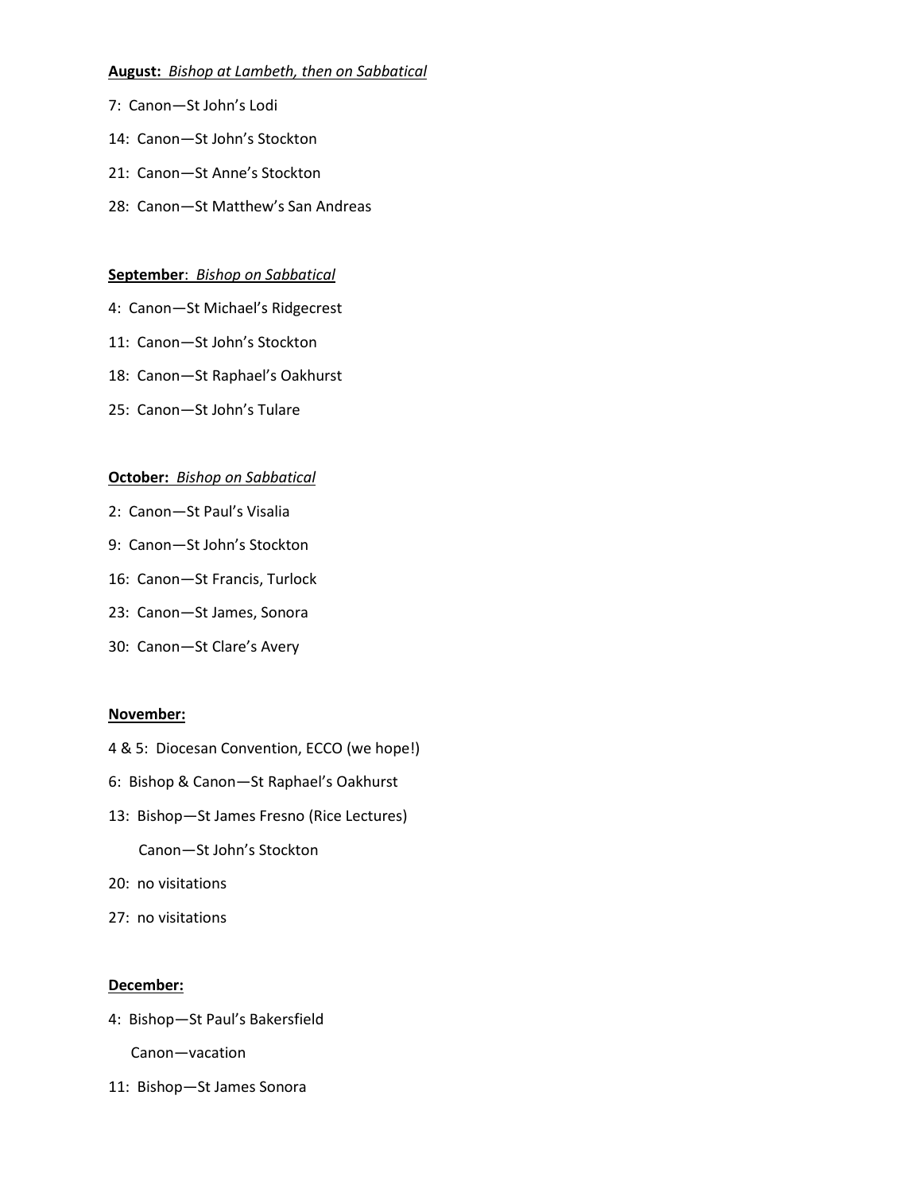**August:** *Bishop at Lambeth, then on Sabbatical*

7: Canon—St John's Lodi

14: Canon—St John's Stockton

21: Canon—St Anne's Stockton

28: Canon—St Matthew's San Andreas

**September**: *Bishop on Sabbatical*

4: Canon—St Michael's Ridgecrest

11: Canon—St John's Stockton

18: Canon—St Raphael's Oakhurst

25: Canon—St John's Tulare

**October:** *Bishop on Sabbatical*

2: Canon—St Paul's Visalia

9: Canon—St John's Stockton

16: Canon—St Francis, Turlock

23: Canon—St James, Sonora

30: Canon—St Clare's Avery

**November:**

4 & 5: Diocesan Convention, ECCO (we hope!)

6: Bishop & Canon—St Raphael's Oakhurst

13: Bishop—St James Fresno (Rice Lectures)

Canon—St John's Stockton

20: no visitations

27: no visitations

**December:**

4: Bishop—St Paul's Bakersfield

Canon—vacation

11: Bishop—St James Sonora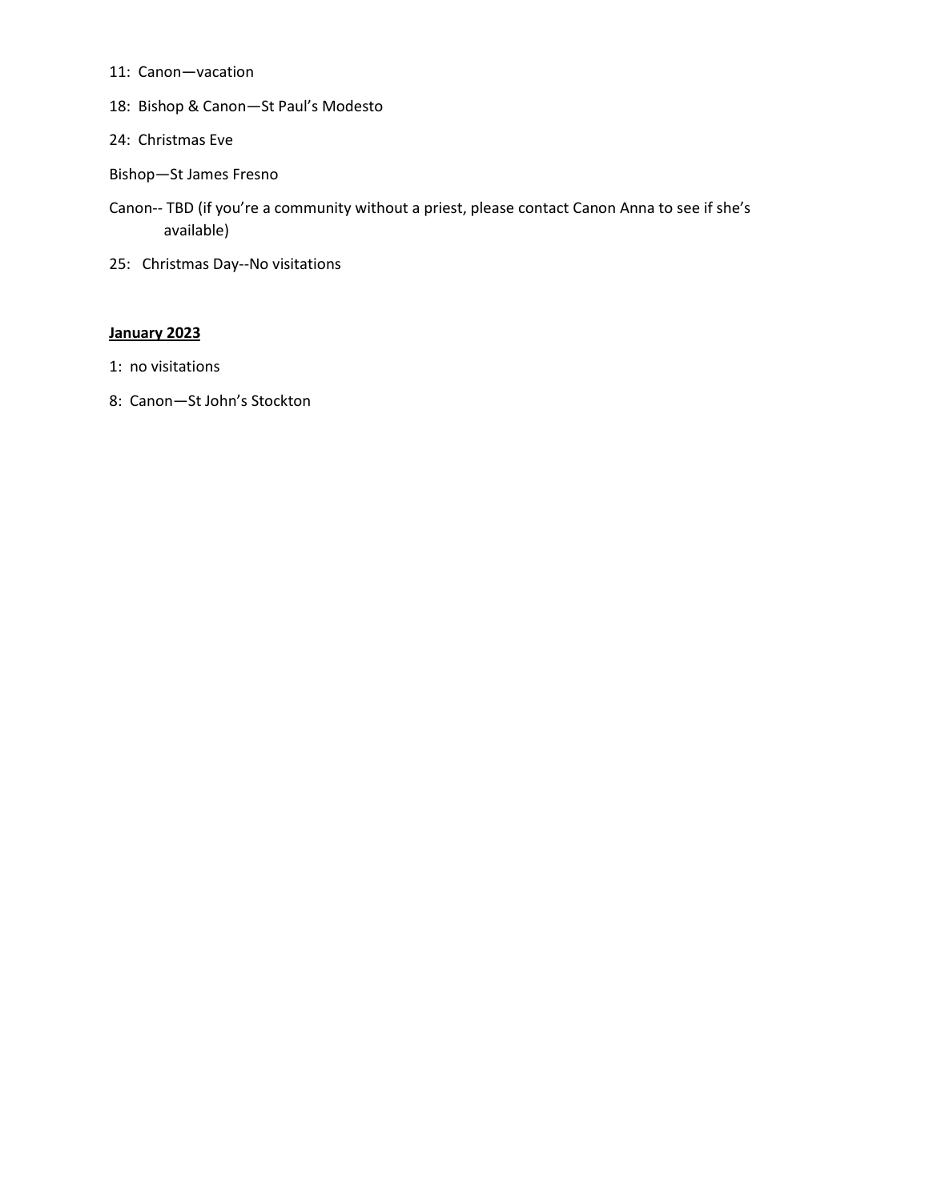11:  Canon—vacation

18:  Bishop & Canon—St Paul's Modesto

24:  Christmas Eve

Bishop—St James Fresno

Canon-- TBD (if you're a community without a priest, please contact Canon Anna to see if she's available)

25:   Christmas Day--No visitations

**<u>January 2023</u>**

1:  no visitations

8:  Canon—St John's Stockton